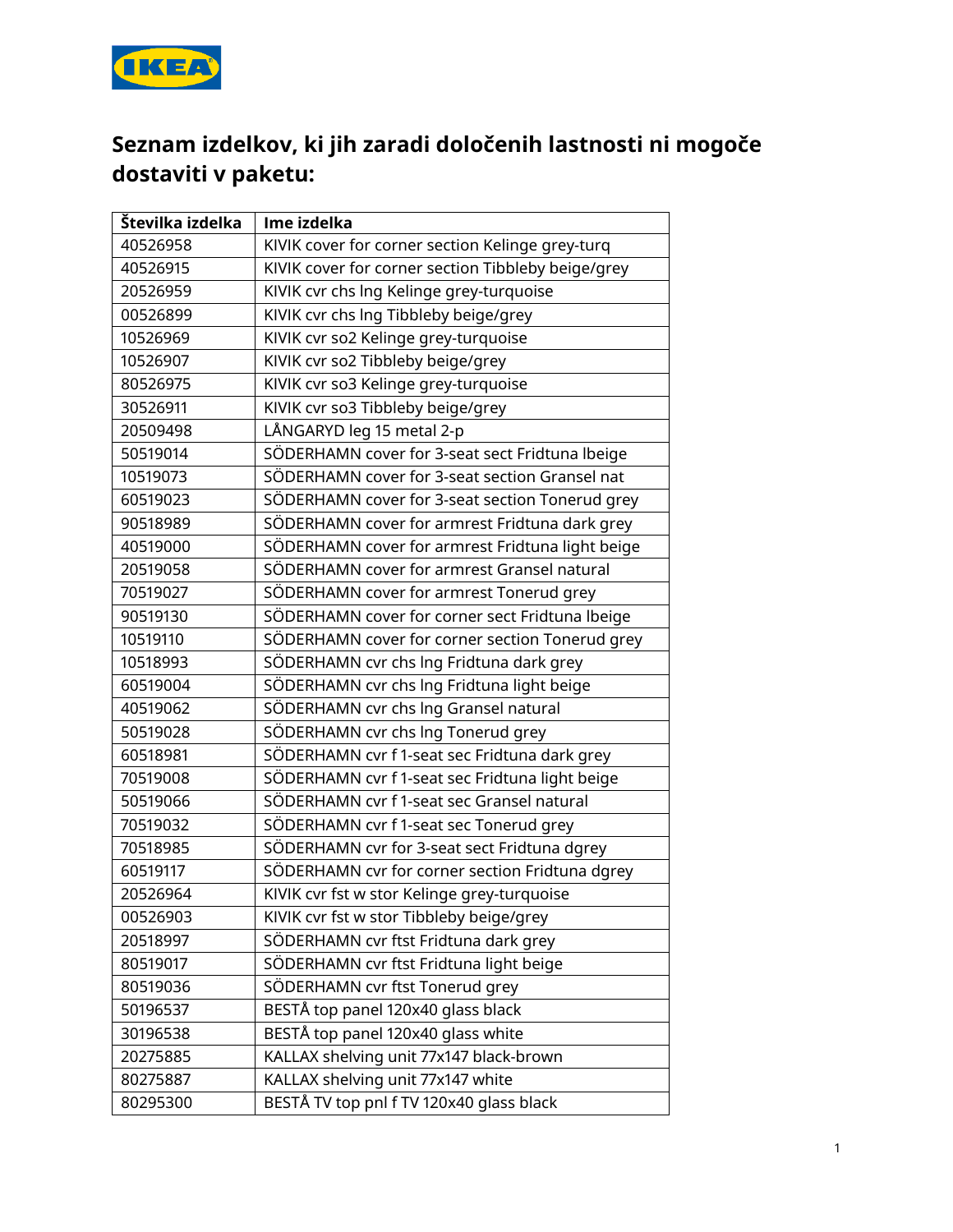## Seznam izdelkov, ki jih zaradi določenih lastnosti ni mogoče dostaviti v paketu:

| Številka izdelka | Ime izdelka |
|---|---|
| 40526958 | KIVIK cover for corner section Kelinge grey-turq |
| 40526915 | KIVIK cover for corner section Tibbleby beige/grey |
| 20526959 | KIVIK cvr chs lng Kelinge grey-turquoise |
| 00526899 | KIVIK cvr chs lng Tibbleby beige/grey |
| 10526969 | KIVIK cvr so2 Kelinge grey-turquoise |
| 10526907 | KIVIK cvr so2 Tibbleby beige/grey |
| 80526975 | KIVIK cvr so3 Kelinge grey-turquoise |
| 30526911 | KIVIK cvr so3 Tibbleby beige/grey |
| 20509498 | LÅNGARYD leg 15 metal 2-p |
| 50519014 | SÖDERHAMN cover for 3-seat sect Fridtuna lbeige |
| 10519073 | SÖDERHAMN cover for 3-seat section Gransel nat |
| 60519023 | SÖDERHAMN cover for 3-seat section Tonerud grey |
| 90518989 | SÖDERHAMN cover for armrest Fridtuna dark grey |
| 40519000 | SÖDERHAMN cover for armrest Fridtuna light beige |
| 20519058 | SÖDERHAMN cover for armrest Gransel natural |
| 70519027 | SÖDERHAMN cover for armrest Tonerud grey |
| 90519130 | SÖDERHAMN cover for corner sect Fridtuna lbeige |
| 10519110 | SÖDERHAMN cover for corner section Tonerud grey |
| 10518993 | SÖDERHAMN cvr chs lng Fridtuna dark grey |
| 60519004 | SÖDERHAMN cvr chs lng Fridtuna light beige |
| 40519062 | SÖDERHAMN cvr chs lng Gransel natural |
| 50519028 | SÖDERHAMN cvr chs lng Tonerud grey |
| 60518981 | SÖDERHAMN cvr f 1-seat sec Fridtuna dark grey |
| 70519008 | SÖDERHAMN cvr f 1-seat sec Fridtuna light beige |
| 50519066 | SÖDERHAMN cvr f 1-seat sec Gransel natural |
| 70519032 | SÖDERHAMN cvr f 1-seat sec Tonerud grey |
| 70518985 | SÖDERHAMN cvr for 3-seat sect Fridtuna dgrey |
| 60519117 | SÖDERHAMN cvr for corner section Fridtuna dgrey |
| 20526964 | KIVIK cvr fst w stor Kelinge grey-turquoise |
| 00526903 | KIVIK cvr fst w stor Tibbleby beige/grey |
| 20518997 | SÖDERHAMN cvr ftst Fridtuna dark grey |
| 80519017 | SÖDERHAMN cvr ftst Fridtuna light beige |
| 80519036 | SÖDERHAMN cvr ftst Tonerud grey |
| 50196537 | BESTÅ top panel 120x40 glass black |
| 30196538 | BESTÅ top panel 120x40 glass white |
| 20275885 | KALLAX shelving unit 77x147 black-brown |
| 80275887 | KALLAX shelving unit 77x147 white |
| 80295300 | BESTÅ TV top pnl f TV 120x40 glass black |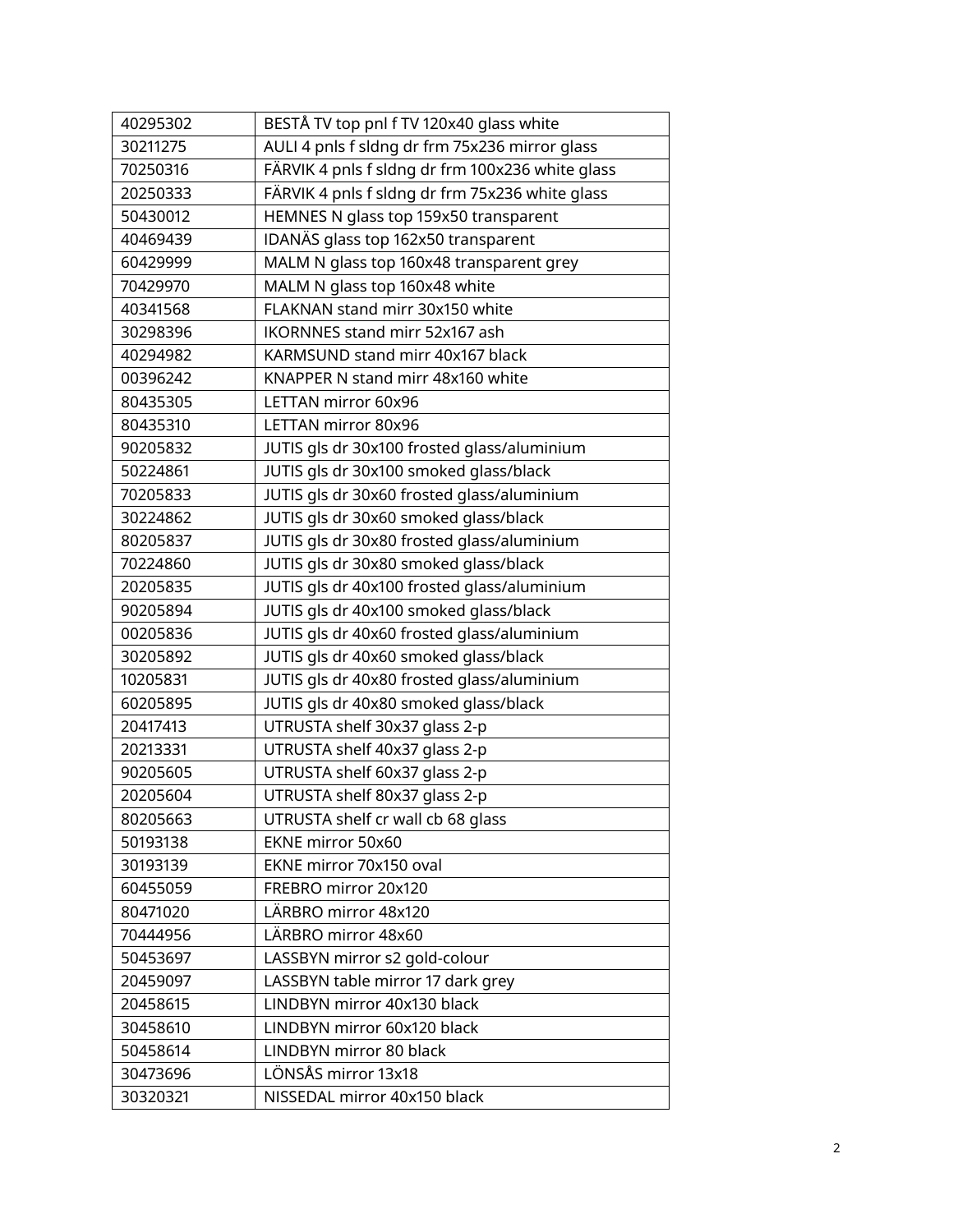| 40295302 | BESTÅ TV top pnl f TV 120x40 glass white |
|---|---|
| 30211275 | AULI 4 pnls f sldng dr frm 75x236 mirror glass |
| 70250316 | FÄRVIK 4 pnls f sldng dr frm 100x236 white glass |
| 20250333 | FÄRVIK 4 pnls f sldng dr frm 75x236 white glass |
| 50430012 | HEMNES N glass top 159x50 transparent |
| 40469439 | IDANÄS glass top 162x50 transparent |
| 60429999 | MALM N glass top 160x48 transparent grey |
| 70429970 | MALM N glass top 160x48 white |
| 40341568 | FLAKNAN stand mirr 30x150 white |
| 30298396 | IKORNNES stand mirr 52x167 ash |
| 40294982 | KARMSUND stand mirr 40x167 black |
| 00396242 | KNAPPER N stand mirr 48x160 white |
| 80435305 | LETTAN mirror 60x96 |
| 80435310 | LETTAN mirror 80x96 |
| 90205832 | JUTIS gls dr 30x100 frosted glass/aluminium |
| 50224861 | JUTIS gls dr 30x100 smoked glass/black |
| 70205833 | JUTIS gls dr 30x60 frosted glass/aluminium |
| 30224862 | JUTIS gls dr 30x60 smoked glass/black |
| 80205837 | JUTIS gls dr 30x80 frosted glass/aluminium |
| 70224860 | JUTIS gls dr 30x80 smoked glass/black |
| 20205835 | JUTIS gls dr 40x100 frosted glass/aluminium |
| 90205894 | JUTIS gls dr 40x100 smoked glass/black |
| 00205836 | JUTIS gls dr 40x60 frosted glass/aluminium |
| 30205892 | JUTIS gls dr 40x60 smoked glass/black |
| 10205831 | JUTIS gls dr 40x80 frosted glass/aluminium |
| 60205895 | JUTIS gls dr 40x80 smoked glass/black |
| 20417413 | UTRUSTA shelf 30x37 glass 2-p |
| 20213331 | UTRUSTA shelf 40x37 glass 2-p |
| 90205605 | UTRUSTA shelf 60x37 glass 2-p |
| 20205604 | UTRUSTA shelf 80x37 glass 2-p |
| 80205663 | UTRUSTA shelf cr wall cb 68 glass |
| 50193138 | EKNE mirror 50x60 |
| 30193139 | EKNE mirror 70x150 oval |
| 60455059 | FREBRO mirror 20x120 |
| 80471020 | LÄRBRO mirror 48x120 |
| 70444956 | LÄRBRO mirror 48x60 |
| 50453697 | LASSBYN mirror s2 gold-colour |
| 20459097 | LASSBYN table mirror 17 dark grey |
| 20458615 | LINDBYN mirror 40x130 black |
| 30458610 | LINDBYN mirror 60x120 black |
| 50458614 | LINDBYN mirror 80 black |
| 30473696 | LÖNSÅS mirror 13x18 |
| 30320321 | NISSEDAL mirror 40x150 black |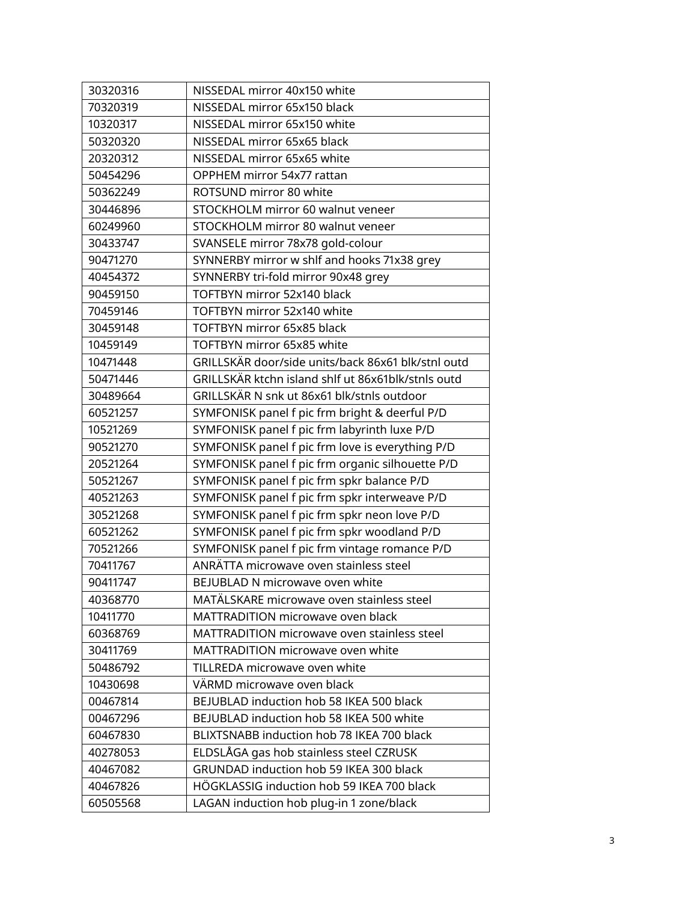| 30320316 | NISSEDAL mirror 40x150 white |
|---|---|
| 70320319 | NISSEDAL mirror 65x150 black |
| 10320317 | NISSEDAL mirror 65x150 white |
| 50320320 | NISSEDAL mirror 65x65 black |
| 20320312 | NISSEDAL mirror 65x65 white |
| 50454296 | OPPHEM mirror 54x77 rattan |
| 50362249 | ROTSUND mirror 80 white |
| 30446896 | STOCKHOLM mirror 60 walnut veneer |
| 60249960 | STOCKHOLM mirror 80 walnut veneer |
| 30433747 | SVANSELE mirror 78x78 gold-colour |
| 90471270 | SYNNERBY mirror w shlf and hooks 71x38 grey |
| 40454372 | SYNNERBY tri-fold mirror 90x48 grey |
| 90459150 | TOFTBYN mirror 52x140 black |
| 70459146 | TOFTBYN mirror 52x140 white |
| 30459148 | TOFTBYN mirror 65x85 black |
| 10459149 | TOFTBYN mirror 65x85 white |
| 10471448 | GRILLSKÄR door/side units/back 86x61 blk/stnl outd |
| 50471446 | GRILLSKÄR ktchn island shlf ut 86x61blk/stnls outd |
| 30489664 | GRILLSKÄR N snk ut 86x61 blk/stnls outdoor |
| 60521257 | SYMFONISK panel f pic frm bright & deerful P/D |
| 10521269 | SYMFONISK panel f pic frm labyrinth luxe P/D |
| 90521270 | SYMFONISK panel f pic frm love is everything P/D |
| 20521264 | SYMFONISK panel f pic frm organic silhouette P/D |
| 50521267 | SYMFONISK panel f pic frm spkr balance P/D |
| 40521263 | SYMFONISK panel f pic frm spkr interweave P/D |
| 30521268 | SYMFONISK panel f pic frm spkr neon love P/D |
| 60521262 | SYMFONISK panel f pic frm spkr woodland P/D |
| 70521266 | SYMFONISK panel f pic frm vintage romance P/D |
| 70411767 | ANRÄTTA microwave oven stainless steel |
| 90411747 | BEJUBLAD N microwave oven white |
| 40368770 | MATÄLSKARE microwave oven stainless steel |
| 10411770 | MATTRADITION microwave oven black |
| 60368769 | MATTRADITION microwave oven stainless steel |
| 30411769 | MATTRADITION microwave oven white |
| 50486792 | TILLREDA microwave oven white |
| 10430698 | VÄRMD microwave oven black |
| 00467814 | BEJUBLAD induction hob 58 IKEA 500 black |
| 00467296 | BEJUBLAD induction hob 58 IKEA 500 white |
| 60467830 | BLIXTSNABB induction hob 78 IKEA 700 black |
| 40278053 | ELDSLÅGA gas hob stainless steel CZRUSK |
| 40467082 | GRUNDAD induction hob 59 IKEA 300 black |
| 40467826 | HÖGKLASSIG induction hob 59 IKEA 700 black |
| 60505568 | LAGAN induction hob plug-in 1 zone/black |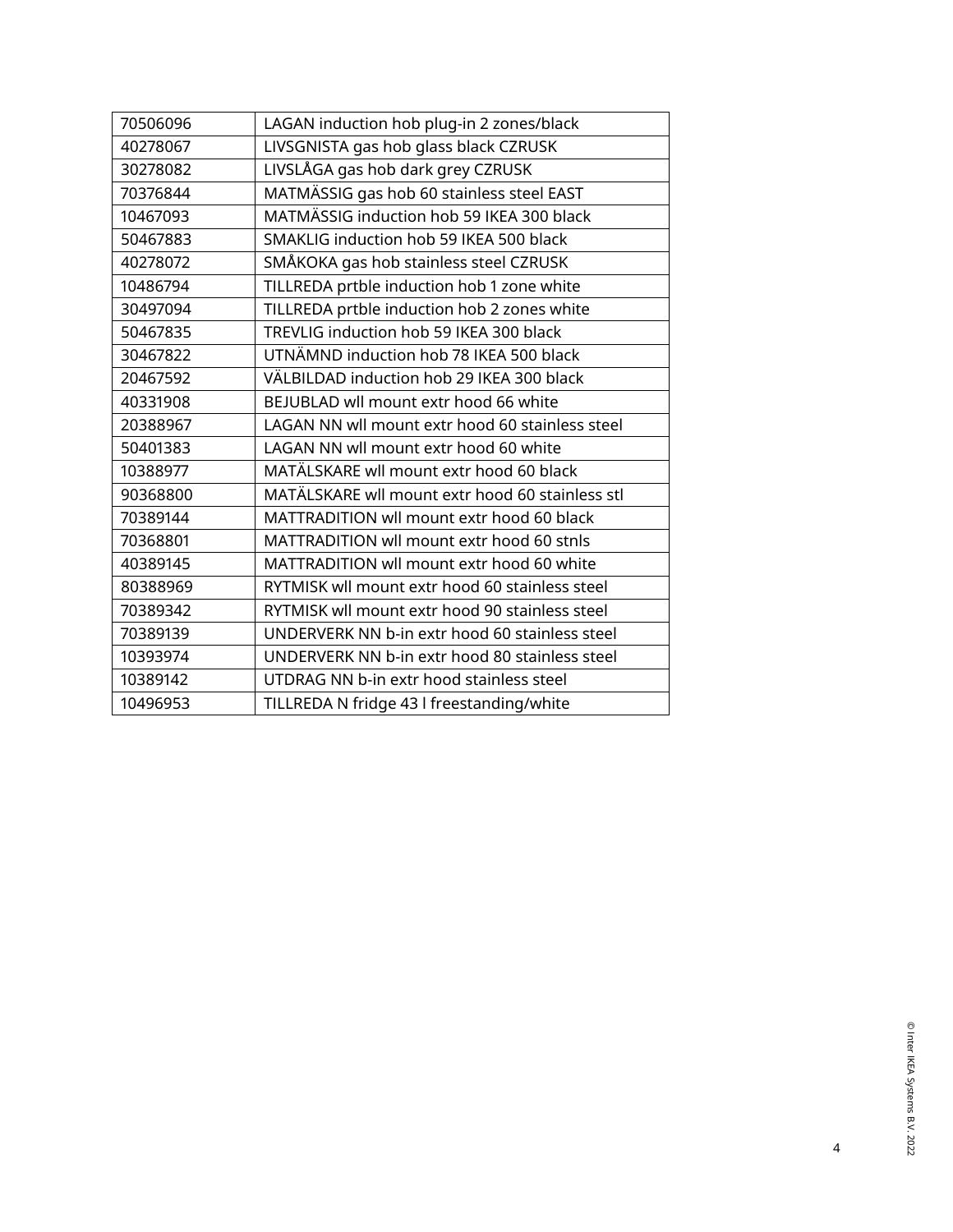| | |
|---|---|
| 70506096 | LAGAN induction hob plug-in 2 zones/black |
| 40278067 | LIVSGNISTA gas hob glass black CZRUSK |
| 30278082 | LIVSLÅGA gas hob dark grey CZRUSK |
| 70376844 | MATMÄSSIG gas hob 60 stainless steel EAST |
| 10467093 | MATMÄSSIG induction hob 59 IKEA 300 black |
| 50467883 | SMAKLIG induction hob 59 IKEA 500 black |
| 40278072 | SMÅKOKA gas hob stainless steel CZRUSK |
| 10486794 | TILLREDA prtble induction hob 1 zone white |
| 30497094 | TILLREDA prtble induction hob 2 zones white |
| 50467835 | TREVLIG induction hob 59 IKEA 300 black |
| 30467822 | UTNÄMND induction hob 78 IKEA 500 black |
| 20467592 | VÄLBILDAD induction hob 29 IKEA 300 black |
| 40331908 | BEJUBLAD wll mount extr hood 66 white |
| 20388967 | LAGAN NN wll mount extr hood 60 stainless steel |
| 50401383 | LAGAN NN wll mount extr hood 60 white |
| 10388977 | MATÄLSKARE wll mount extr hood 60 black |
| 90368800 | MATÄLSKARE wll mount extr hood 60 stainless stl |
| 70389144 | MATTRADITION wll mount extr hood 60 black |
| 70368801 | MATTRADITION wll mount extr hood 60 stnls |
| 40389145 | MATTRADITION wll mount extr hood 60 white |
| 80388969 | RYTMISK wll mount extr hood 60 stainless steel |
| 70389342 | RYTMISK wll mount extr hood 90 stainless steel |
| 70389139 | UNDERVERK NN b-in extr hood 60 stainless steel |
| 10393974 | UNDERVERK NN b-in extr hood 80 stainless steel |
| 10389142 | UTDRAG NN b-in extr hood stainless steel |
| 10496953 | TILLREDA N fridge 43 l freestanding/white |

© Inter IKEA Systems B.V. 2022